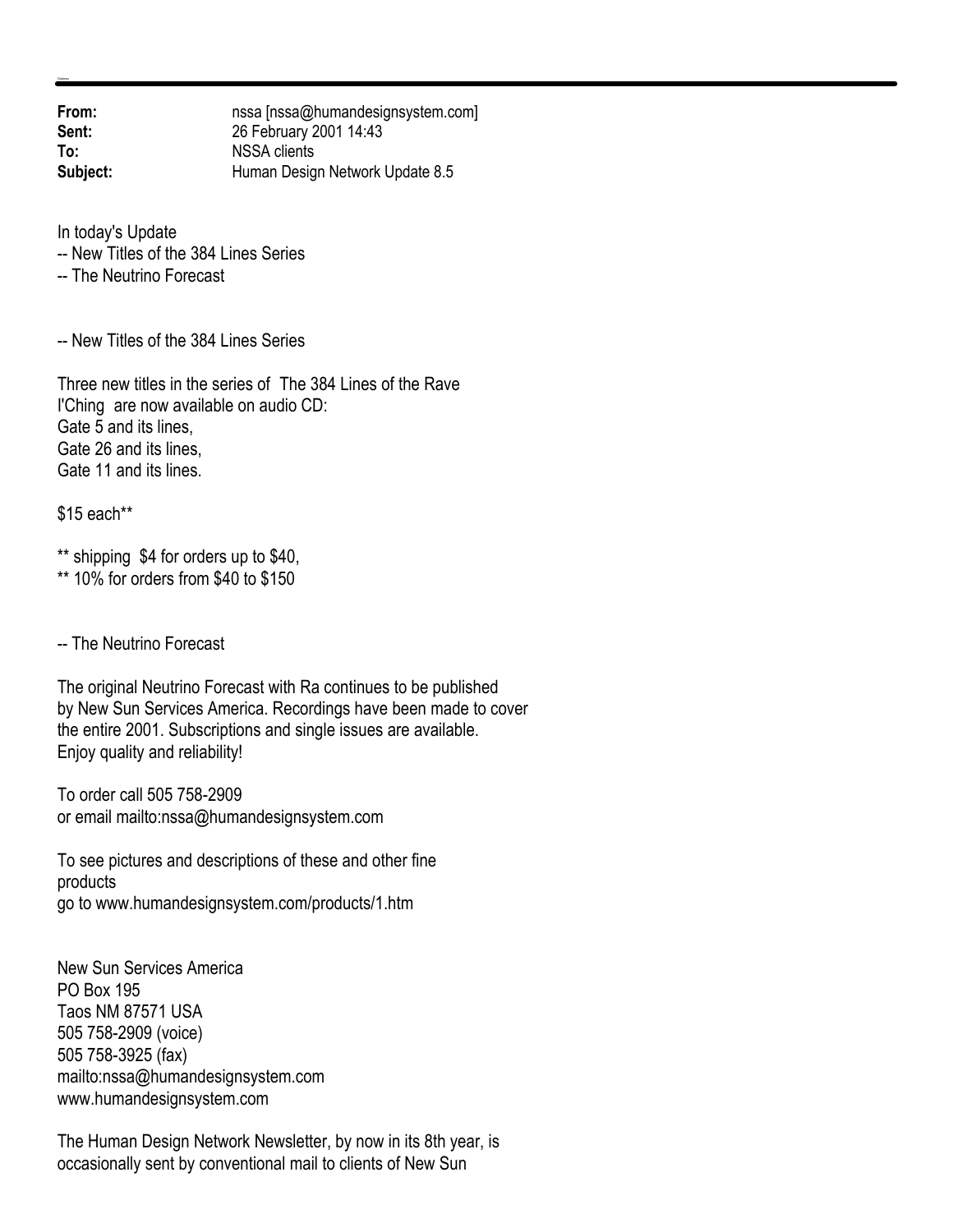**From:** nssa [nssa@humandesignsystem.com]
**Sent:** 26 February 2001 14:43
**To:** NSSA clients
**Subject:** Human Design Network Update 8.5

In today's Update
-- New Titles of the 384 Lines Series
-- The Neutrino Forecast

-- New Titles of the 384 Lines Series

Three new titles in the series of The 384 Lines of the Rave I'Ching are now available on audio CD:
Gate 5 and its lines,
Gate 26 and its lines,
Gate 11 and its lines.

$15 each**

** shipping $4 for orders up to $40,
** 10% for orders from $40 to $150

-- The Neutrino Forecast

The original Neutrino Forecast with Ra continues to be published by New Sun Services America. Recordings have been made to cover the entire 2001. Subscriptions and single issues are available. Enjoy quality and reliability!

To order call 505 758-2909
or email mailto:nssa@humandesignsystem.com

To see pictures and descriptions of these and other fine products
go to www.humandesignsystem.com/products/1.htm

New Sun Services America
PO Box 195
Taos NM 87571 USA
505 758-2909 (voice)
505 758-3925 (fax)
mailto:nssa@humandesignsystem.com
www.humandesignsystem.com

The Human Design Network Newsletter, by now in its 8th year, is occasionally sent by conventional mail to clients of New Sun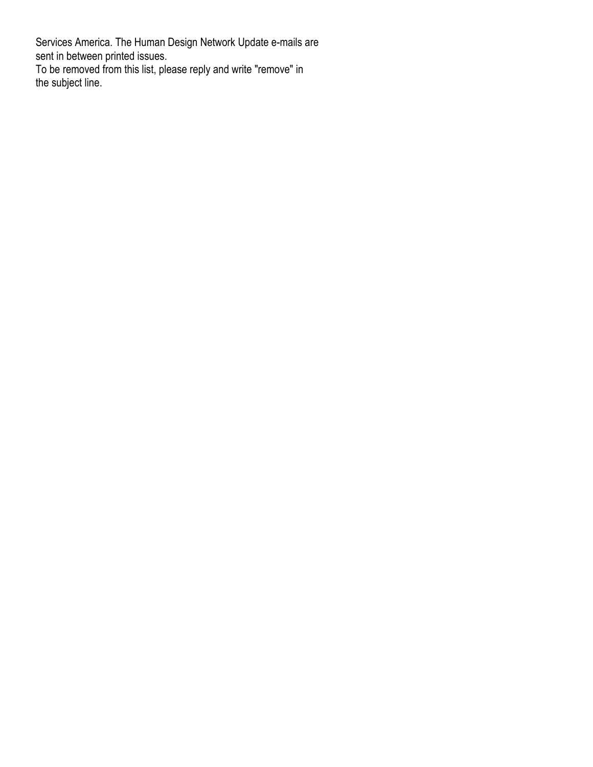Services America. The Human Design Network Update e-mails are sent in between printed issues.
To be removed from this list, please reply and write "remove" in the subject line.